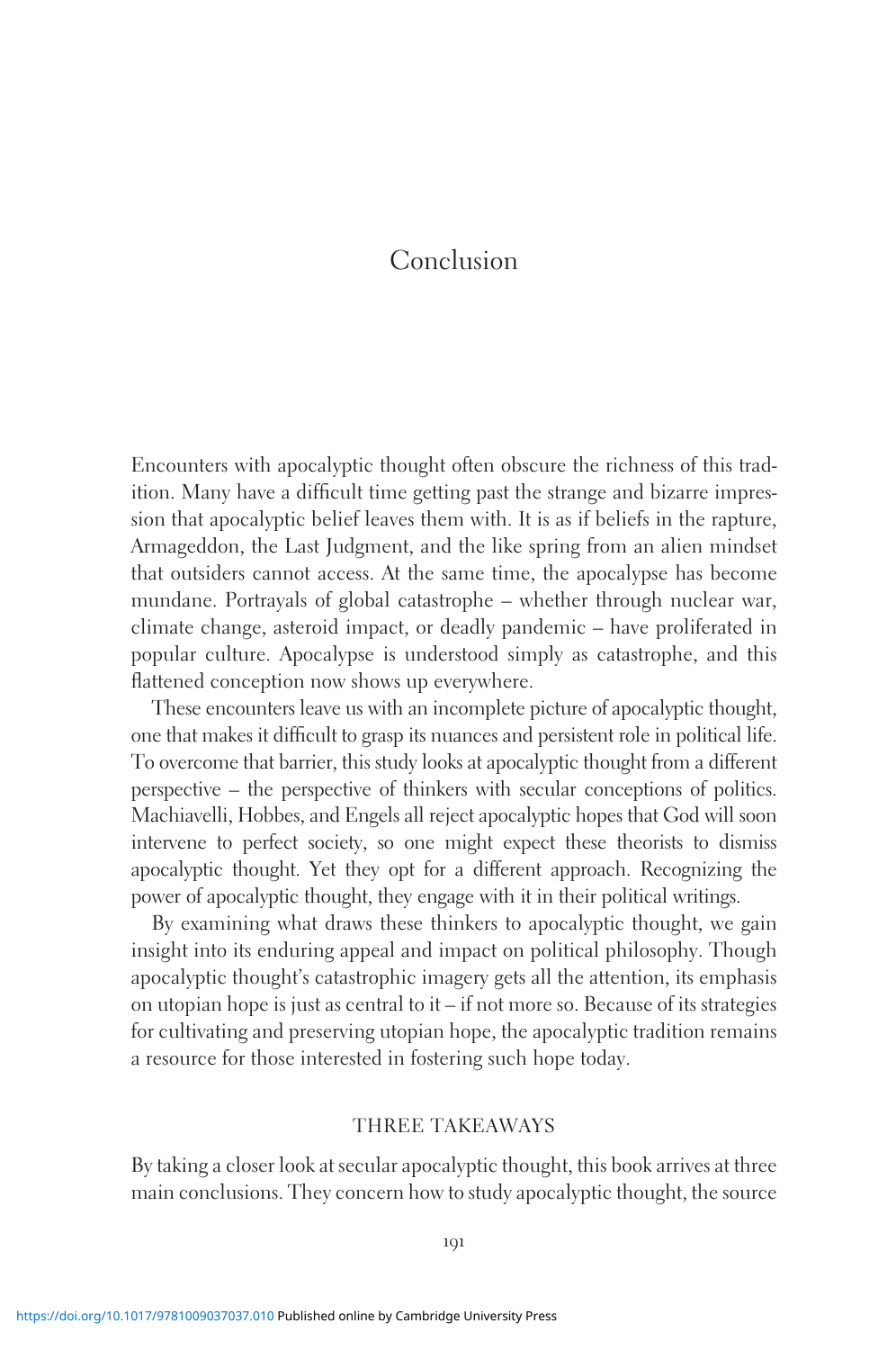# Conclusion

Encounters with apocalyptic thought often obscure the richness of this tradition. Many have a difficult time getting past the strange and bizarre impression that apocalyptic belief leaves them with. It is as if beliefs in the rapture, Armageddon, the Last Judgment, and the like spring from an alien mindset that outsiders cannot access. At the same time, the apocalypse has become mundane. Portrayals of global catastrophe – whether through nuclear war, climate change, asteroid impact, or deadly pandemic – have proliferated in popular culture. Apocalypse is understood simply as catastrophe, and this flattened conception now shows up everywhere.

These encounters leave us with an incomplete picture of apocalyptic thought, one that makes it difficult to grasp its nuances and persistent role in political life. To overcome that barrier, this study looks at apocalyptic thought from a different perspective – the perspective of thinkers with secular conceptions of politics. Machiavelli, Hobbes, and Engels all reject apocalyptic hopes that God will soon intervene to perfect society, so one might expect these theorists to dismiss apocalyptic thought. Yet they opt for a different approach. Recognizing the power of apocalyptic thought, they engage with it in their political writings.

By examining what draws these thinkers to apocalyptic thought, we gain insight into its enduring appeal and impact on political philosophy. Though apocalyptic thought's catastrophic imagery gets all the attention, its emphasis on utopian hope is just as central to it – if not more so. Because of its strategies for cultivating and preserving utopian hope, the apocalyptic tradition remains a resource for those interested in fostering such hope today.

## THREE TAKEAWAYS

By taking a closer look at secular apocalyptic thought, this book arrives at three main conclusions. They concern how to study apocalyptic thought, the source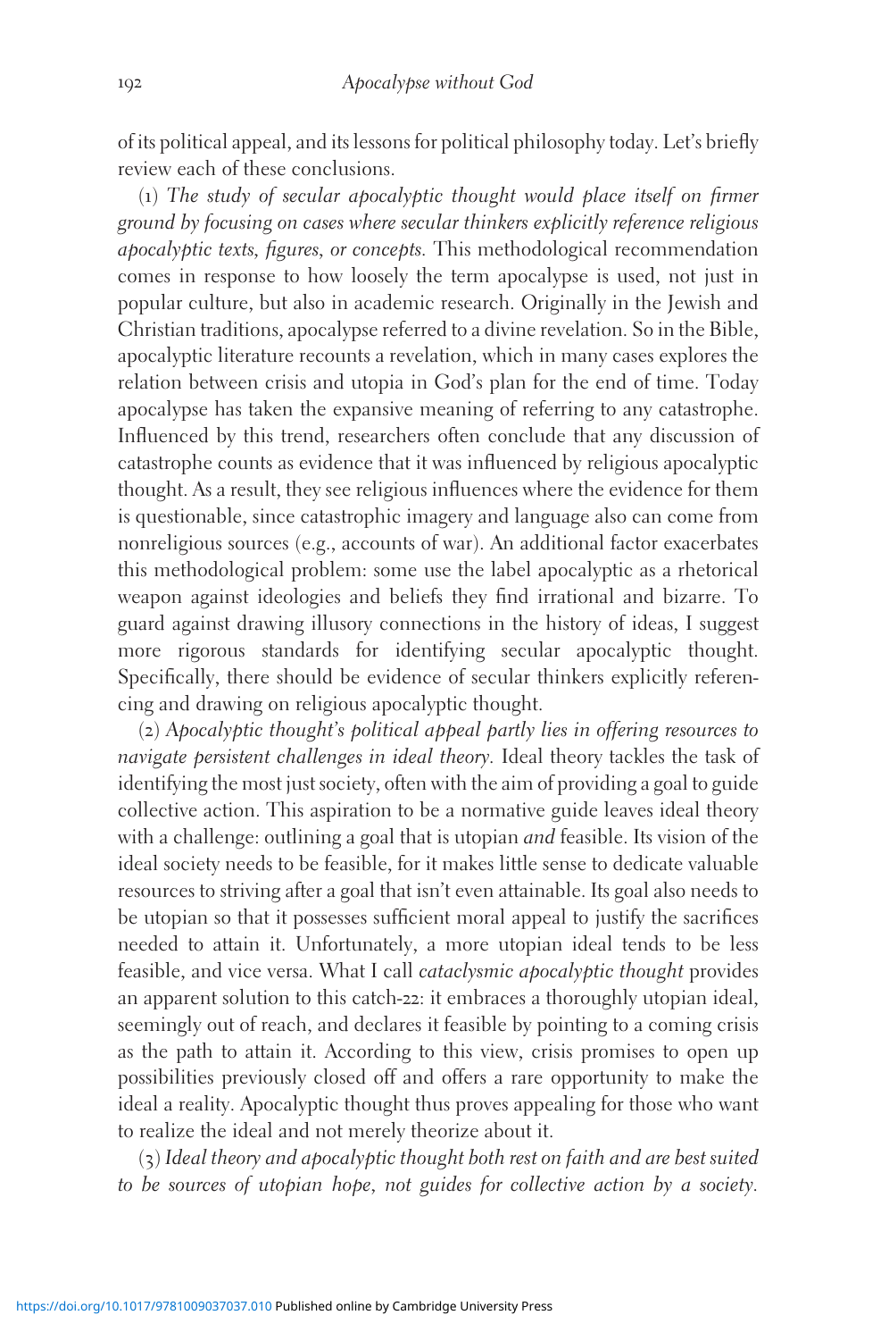of its political appeal, and its lessons for political philosophy today. Let's briefly review each of these conclusions.

(1) *The study of secular apocalyptic thought would place itself on firmer ground by focusing on cases where secular thinkers explicitly reference religious apocalyptic texts, figures, or concepts.* This methodological recommendation comes in response to how loosely the term apocalypse is used, not just in popular culture, but also in academic research. Originally in the Jewish and Christian traditions, apocalypse referred to a divine revelation. So in the Bible, apocalyptic literature recounts a revelation, which in many cases explores the relation between crisis and utopia in God's plan for the end of time. Today apocalypse has taken the expansive meaning of referring to any catastrophe. Influenced by this trend, researchers often conclude that any discussion of catastrophe counts as evidence that it was influenced by religious apocalyptic thought. As a result, they see religious influences where the evidence for them is questionable, since catastrophic imagery and language also can come from nonreligious sources (e.g., accounts of war). An additional factor exacerbates this methodological problem: some use the label apocalyptic as a rhetorical weapon against ideologies and beliefs they find irrational and bizarre. To guard against drawing illusory connections in the history of ideas, I suggest more rigorous standards for identifying secular apocalyptic thought. Specifically, there should be evidence of secular thinkers explicitly referencing and drawing on religious apocalyptic thought.

(2) *Apocalyptic thought's political appeal partly lies in offering resources to navigate persistent challenges in ideal theory.* Ideal theory tackles the task of identifying the most just society, often with the aim of providing a goal to guide collective action. This aspiration to be a normative guide leaves ideal theory with a challenge: outlining a goal that is utopian *and* feasible. Its vision of the ideal society needs to be feasible, for it makes little sense to dedicate valuable resources to striving after a goal that isn't even attainable. Its goal also needs to be utopian so that it possesses sufficient moral appeal to justify the sacrifices needed to attain it. Unfortunately, a more utopian ideal tends to be less feasible, and vice versa. What I call *cataclysmic apocalyptic thought* provides an apparent solution to this catch-22: it embraces a thoroughly utopian ideal, seemingly out of reach, and declares it feasible by pointing to a coming crisis as the path to attain it. According to this view, crisis promises to open up possibilities previously closed off and offers a rare opportunity to make the ideal a reality. Apocalyptic thought thus proves appealing for those who want to realize the ideal and not merely theorize about it.

(3) *Ideal theory and apocalyptic thought both rest on faith and are best suited to be sources of utopian hope, not guides for collective action by a society.*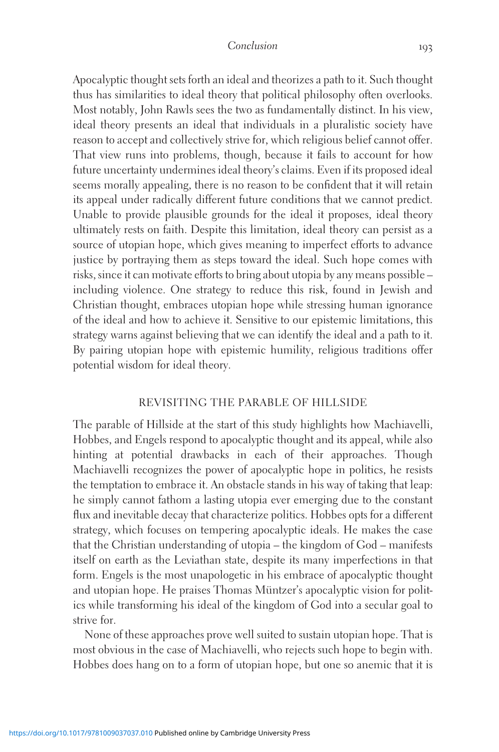Apocalyptic thought sets forth an ideal and theorizes a path to it. Such thought thus has similarities to ideal theory that political philosophy often overlooks. Most notably, John Rawls sees the two as fundamentally distinct. In his view, ideal theory presents an ideal that individuals in a pluralistic society have reason to accept and collectively strive for, which religious belief cannot offer. That view runs into problems, though, because it fails to account for how future uncertainty undermines ideal theory's claims. Even if its proposed ideal seems morally appealing, there is no reason to be confident that it will retain its appeal under radically different future conditions that we cannot predict. Unable to provide plausible grounds for the ideal it proposes, ideal theory ultimately rests on faith. Despite this limitation, ideal theory can persist as a source of utopian hope, which gives meaning to imperfect efforts to advance justice by portraying them as steps toward the ideal. Such hope comes with risks, since it can motivate efforts to bring about utopia by any means possible – including violence. One strategy to reduce this risk, found in Jewish and Christian thought, embraces utopian hope while stressing human ignorance of the ideal and how to achieve it. Sensitive to our epistemic limitations, this strategy warns against believing that we can identify the ideal and a path to it. By pairing utopian hope with epistemic humility, religious traditions offer potential wisdom for ideal theory.

## REVISITING THE PARABLE OF HILLSIDE

The parable of Hillside at the start of this study highlights how Machiavelli, Hobbes, and Engels respond to apocalyptic thought and its appeal, while also hinting at potential drawbacks in each of their approaches. Though Machiavelli recognizes the power of apocalyptic hope in politics, he resists the temptation to embrace it. An obstacle stands in his way of taking that leap: he simply cannot fathom a lasting utopia ever emerging due to the constant flux and inevitable decay that characterize politics. Hobbes opts for a different strategy, which focuses on tempering apocalyptic ideals. He makes the case that the Christian understanding of utopia – the kingdom of God – manifests itself on earth as the Leviathan state, despite its many imperfections in that form. Engels is the most unapologetic in his embrace of apocalyptic thought and utopian hope. He praises Thomas Müntzer's apocalyptic vision for politics while transforming his ideal of the kingdom of God into a secular goal to strive for.

None of these approaches prove well suited to sustain utopian hope. That is most obvious in the case of Machiavelli, who rejects such hope to begin with. Hobbes does hang on to a form of utopian hope, but one so anemic that it is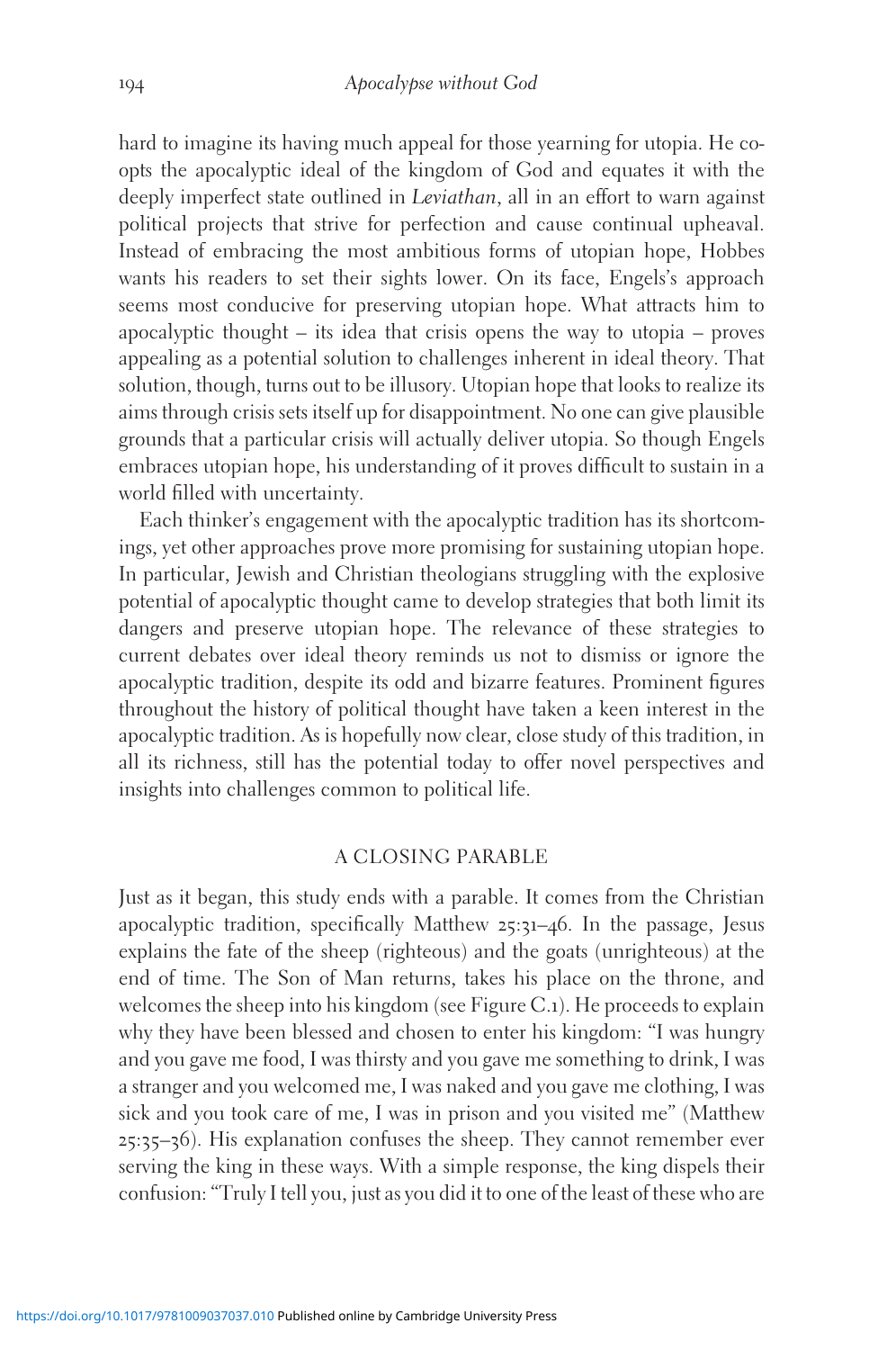hard to imagine its having much appeal for those yearning for utopia. He co-opts the apocalyptic ideal of the kingdom of God and equates it with the deeply imperfect state outlined in *Leviathan*, all in an effort to warn against political projects that strive for perfection and cause continual upheaval. Instead of embracing the most ambitious forms of utopian hope, Hobbes wants his readers to set their sights lower. On its face, Engels's approach seems most conducive for preserving utopian hope. What attracts him to apocalyptic thought – its idea that crisis opens the way to utopia – proves appealing as a potential solution to challenges inherent in ideal theory. That solution, though, turns out to be illusory. Utopian hope that looks to realize its aims through crisis sets itself up for disappointment. No one can give plausible grounds that a particular crisis will actually deliver utopia. So though Engels embraces utopian hope, his understanding of it proves difficult to sustain in a world filled with uncertainty.

Each thinker's engagement with the apocalyptic tradition has its shortcomings, yet other approaches prove more promising for sustaining utopian hope. In particular, Jewish and Christian theologians struggling with the explosive potential of apocalyptic thought came to develop strategies that both limit its dangers and preserve utopian hope. The relevance of these strategies to current debates over ideal theory reminds us not to dismiss or ignore the apocalyptic tradition, despite its odd and bizarre features. Prominent figures throughout the history of political thought have taken a keen interest in the apocalyptic tradition. As is hopefully now clear, close study of this tradition, in all its richness, still has the potential today to offer novel perspectives and insights into challenges common to political life.

## A CLOSING PARABLE

Just as it began, this study ends with a parable. It comes from the Christian apocalyptic tradition, specifically Matthew 25:31–46. In the passage, Jesus explains the fate of the sheep (righteous) and the goats (unrighteous) at the end of time. The Son of Man returns, takes his place on the throne, and welcomes the sheep into his kingdom (see Figure C.1). He proceeds to explain why they have been blessed and chosen to enter his kingdom: "I was hungry and you gave me food, I was thirsty and you gave me something to drink, I was a stranger and you welcomed me, I was naked and you gave me clothing, I was sick and you took care of me, I was in prison and you visited me" (Matthew 25:35–36). His explanation confuses the sheep. They cannot remember ever serving the king in these ways. With a simple response, the king dispels their confusion: "Truly I tell you, just as you did it to one of the least of these who are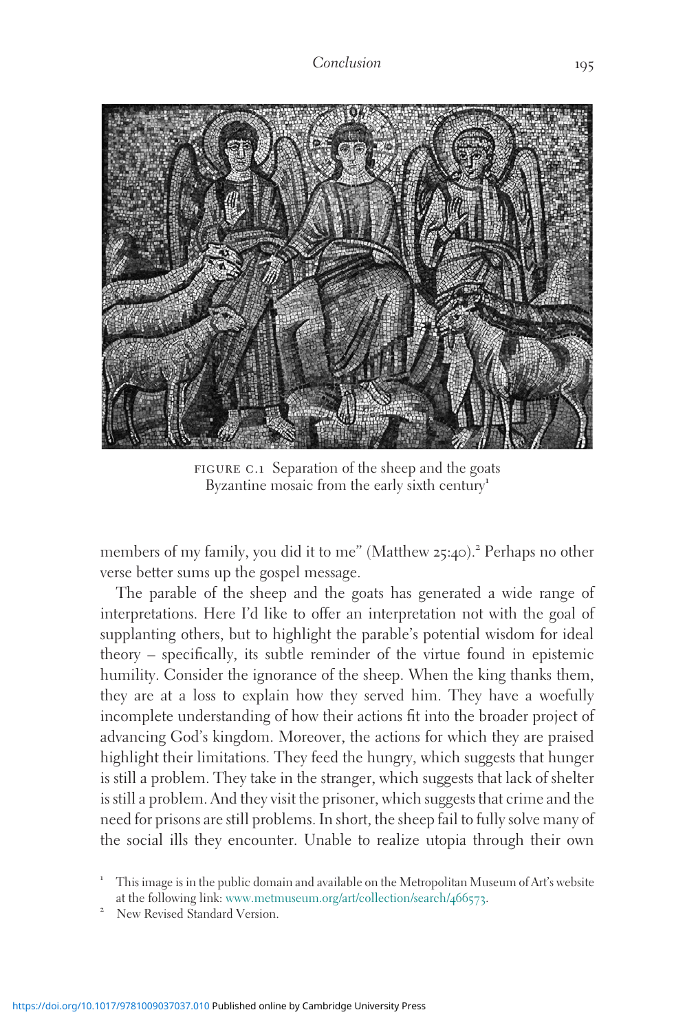FIGURE C.1 Separation of the sheep and the goats
Byzantine mosaic from the early sixth century[1]

members of my family, you did it to me" (Matthew 25:40).[2] Perhaps no other verse better sums up the gospel message.

The parable of the sheep and the goats has generated a wide range of interpretations. Here I'd like to offer an interpretation not with the goal of supplanting others, but to highlight the parable's potential wisdom for ideal theory – specifically, its subtle reminder of the virtue found in epistemic humility. Consider the ignorance of the sheep. When the king thanks them, they are at a loss to explain how they served him. They have a woefully incomplete understanding of how their actions fit into the broader project of advancing God's kingdom. Moreover, the actions for which they are praised highlight their limitations. They feed the hungry, which suggests that hunger is still a problem. They take in the stranger, which suggests that lack of shelter is still a problem. And they visit the prisoner, which suggests that crime and the need for prisons are still problems. In short, the sheep fail to fully solve many of the social ills they encounter. Unable to realize utopia through their own

[1] This image is in the public domain and available on the Metropolitan Museum of Art's website at the following link: www.metmuseum.org/art/collection/search/466573.

[2] New Revised Standard Version.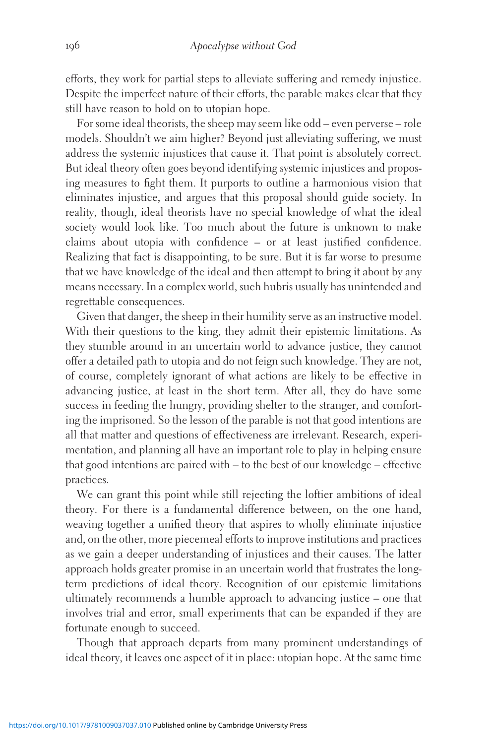efforts, they work for partial steps to alleviate suffering and remedy injustice. Despite the imperfect nature of their efforts, the parable makes clear that they still have reason to hold on to utopian hope.

For some ideal theorists, the sheep may seem like odd – even perverse – role models. Shouldn't we aim higher? Beyond just alleviating suffering, we must address the systemic injustices that cause it. That point is absolutely correct. But ideal theory often goes beyond identifying systemic injustices and proposing measures to fight them. It purports to outline a harmonious vision that eliminates injustice, and argues that this proposal should guide society. In reality, though, ideal theorists have no special knowledge of what the ideal society would look like. Too much about the future is unknown to make claims about utopia with confidence – or at least justified confidence. Realizing that fact is disappointing, to be sure. But it is far worse to presume that we have knowledge of the ideal and then attempt to bring it about by any means necessary. In a complex world, such hubris usually has unintended and regrettable consequences.

Given that danger, the sheep in their humility serve as an instructive model. With their questions to the king, they admit their epistemic limitations. As they stumble around in an uncertain world to advance justice, they cannot offer a detailed path to utopia and do not feign such knowledge. They are not, of course, completely ignorant of what actions are likely to be effective in advancing justice, at least in the short term. After all, they do have some success in feeding the hungry, providing shelter to the stranger, and comforting the imprisoned. So the lesson of the parable is not that good intentions are all that matter and questions of effectiveness are irrelevant. Research, experimentation, and planning all have an important role to play in helping ensure that good intentions are paired with – to the best of our knowledge – effective practices.

We can grant this point while still rejecting the loftier ambitions of ideal theory. For there is a fundamental difference between, on the one hand, weaving together a unified theory that aspires to wholly eliminate injustice and, on the other, more piecemeal efforts to improve institutions and practices as we gain a deeper understanding of injustices and their causes. The latter approach holds greater promise in an uncertain world that frustrates the long-term predictions of ideal theory. Recognition of our epistemic limitations ultimately recommends a humble approach to advancing justice – one that involves trial and error, small experiments that can be expanded if they are fortunate enough to succeed.

Though that approach departs from many prominent understandings of ideal theory, it leaves one aspect of it in place: utopian hope. At the same time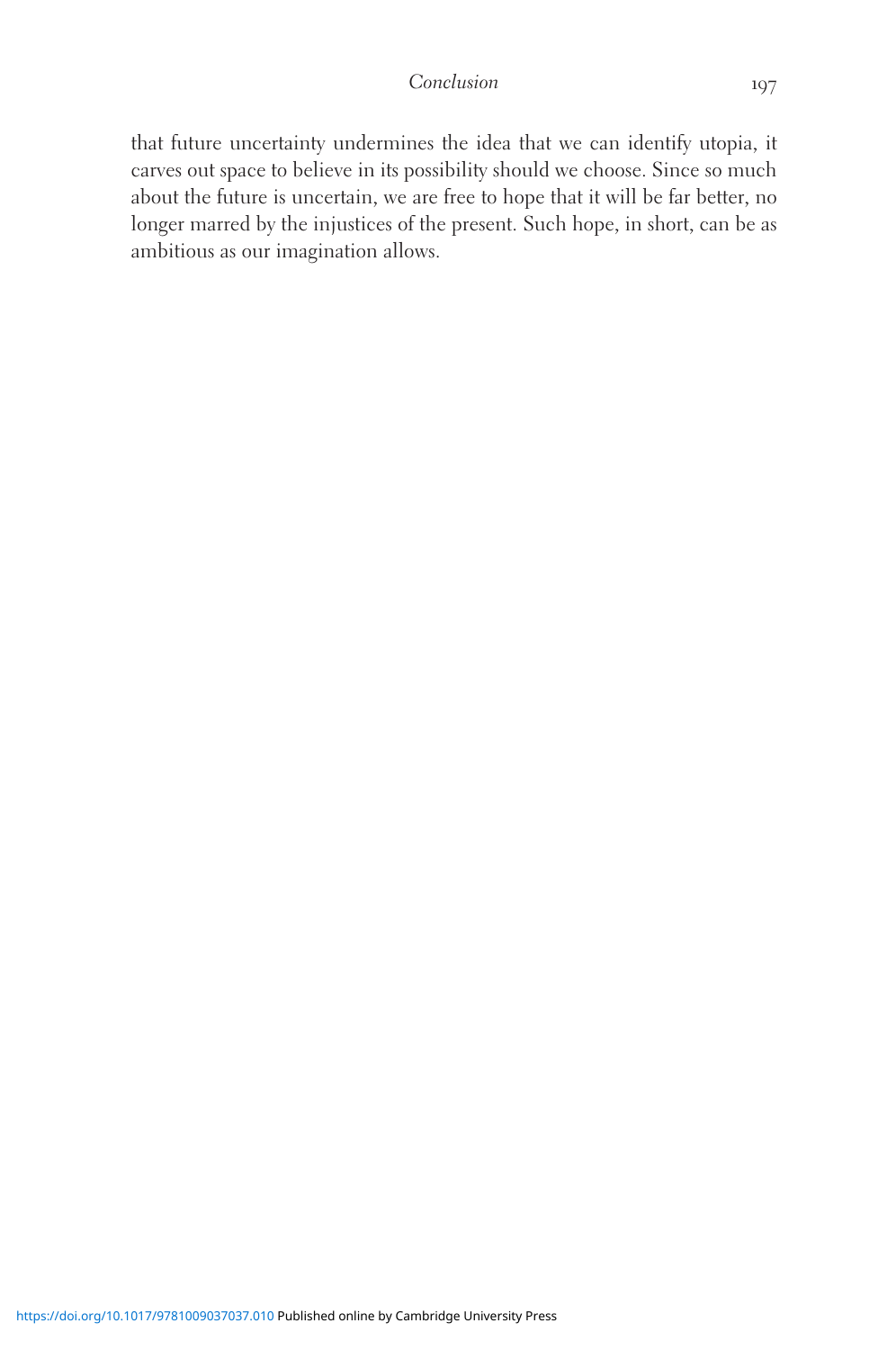that future uncertainty undermines the idea that we can identify utopia, it carves out space to believe in its possibility should we choose. Since so much about the future is uncertain, we are free to hope that it will be far better, no longer marred by the injustices of the present. Such hope, in short, can be as ambitious as our imagination allows.